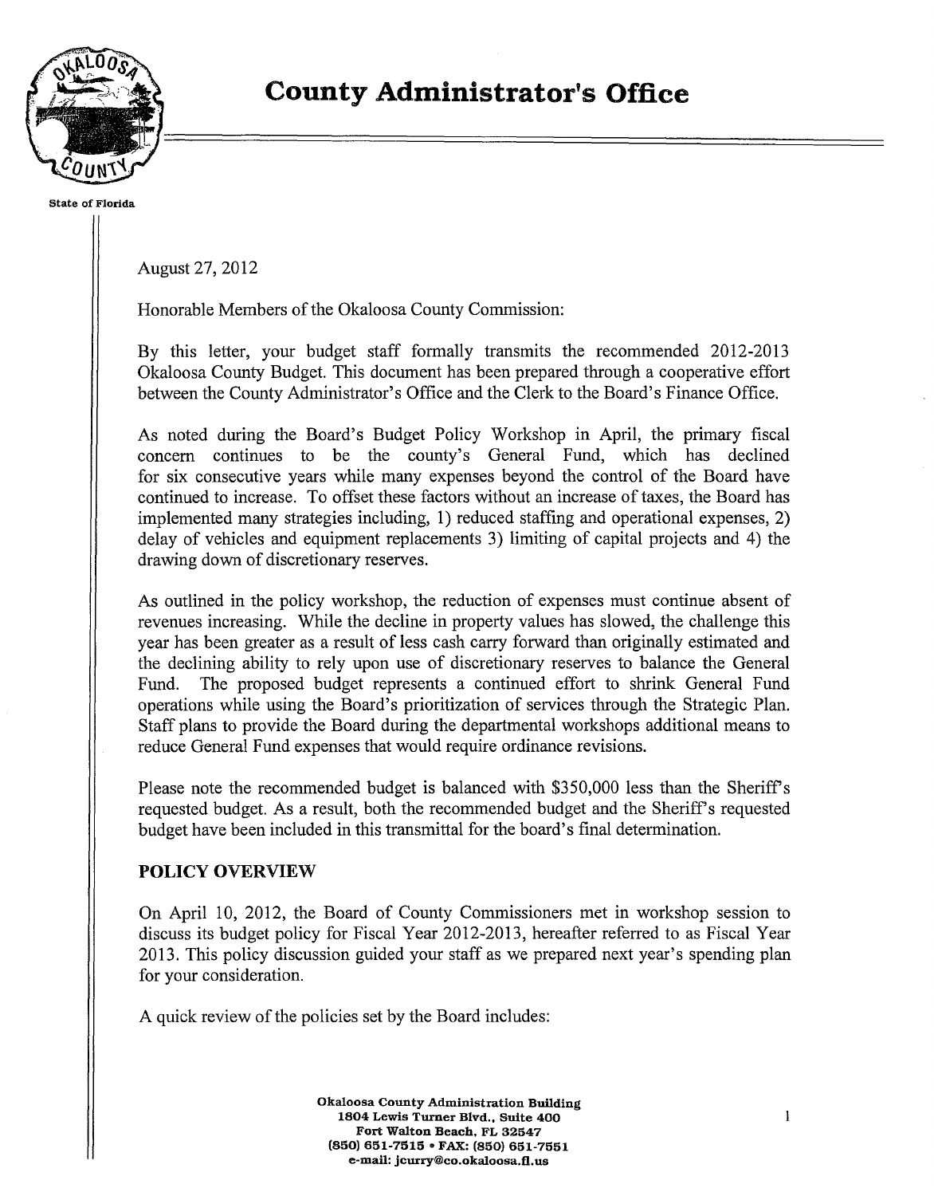# County Administrator's Office

State of Florida

August 27, 2012

Honorable Members of the Okaloosa County Commission:

By this letter, your budget staff formally transmits the recommended 2012-2013 Okaloosa County Budget. This document has been prepared through a cooperative effort between the County Administrator's Office and the Clerk to the Board's Finance Office.

As noted during the Board's Budget Policy Workshop in April, the primary fiscal concern continues to be the county's General Fund, which has declined for six consecutive years while many expenses beyond the control of the Board have continued to increase. To offset these factors without an increase of taxes, the Board has implemented many strategies including, 1) reduced staffing and operational expenses, 2) delay of vehicles and equipment replacements 3) limiting of capital projects and 4) the drawing down of discretionary reserves.

As outlined in the policy workshop, the reduction of expenses must continue absent of revenues increasing. While the decline in property values has slowed, the challenge this year has been greater as a result of less cash carry forward than originally estimated and the declining ability to rely upon use of discretionary reserves to balance the General Fund. The proposed budget represents a continued effort to shrink General Fund operations while using the Board's prioritization of services through the Strategic Plan. Staff plans to provide the Board during the departmental workshops additional means to reduce General Fund expenses that would require ordinance revisions.

Please note the recommended budget is balanced with $350,000 less than the Sheriff's requested budget. As a result, both the recommended budget and the Sheriff's requested budget have been included in this transmittal for the board's final determination.

## POLICY OVERVIEW

On April 10, 2012, the Board of County Commissioners met in workshop session to discuss its budget policy for Fiscal Year 2012-2013, hereafter referred to as Fiscal Year 2013. This policy discussion guided your staff as we prepared next year's spending plan for your consideration.

A quick review of the policies set by the Board includes:

Okaloosa County Administration Building
1804 Lewis Turner Blvd., Suite 400
Fort Walton Beach, FL 32547
(850) 651-7515 • FAX: (850) 651-7551
e-mail: jcurry@co.okaloosa.fl.us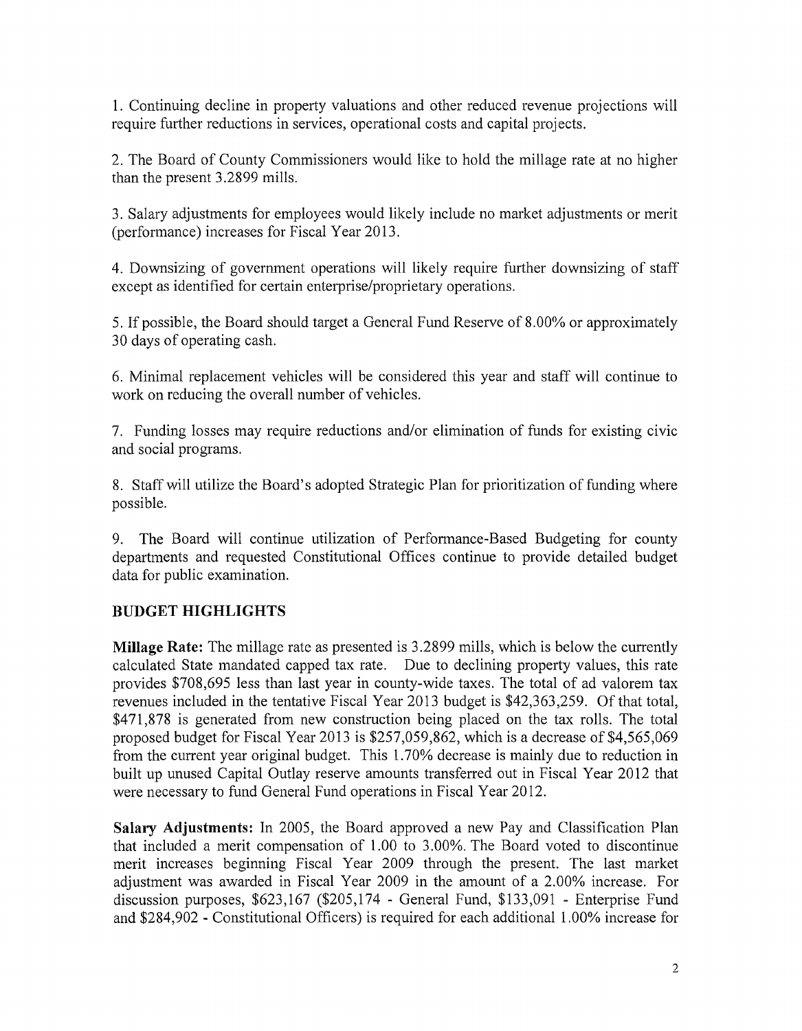1. Continuing decline in property valuations and other reduced revenue projections will require further reductions in services, operational costs and capital projects.

2. The Board of County Commissioners would like to hold the millage rate at no higher than the present 3.2899 mills.

3. Salary adjustments for employees would likely include no market adjustments or merit (performance) increases for Fiscal Year 2013.

4. Downsizing of government operations will likely require further downsizing of staff except as identified for certain enterprise/proprietary operations.

5. If possible, the Board should target a General Fund Reserve of 8.00% or approximately 30 days of operating cash.

6. Minimal replacement vehicles will be considered this year and staff will continue to work on reducing the overall number of vehicles.

7. Funding losses may require reductions and/or elimination of funds for existing civic and social programs.

8. Staff will utilize the Board's adopted Strategic Plan for prioritization of funding where possible.

9. The Board will continue utilization of Performance-Based Budgeting for county departments and requested Constitutional Offices continue to provide detailed budget data for public examination.

## BUDGET HIGHLIGHTS

**Millage Rate:** The millage rate as presented is 3.2899 mills, which is below the currently calculated State mandated capped tax rate. Due to declining property values, this rate provides $708,695 less than last year in county-wide taxes. The total of ad valorem tax revenues included in the tentative Fiscal Year 2013 budget is $42,363,259. Of that total, $471,878 is generated from new construction being placed on the tax rolls. The total proposed budget for Fiscal Year 2013 is $257,059,862, which is a decrease of $4,565,069 from the current year original budget. This 1.70% decrease is mainly due to reduction in built up unused Capital Outlay reserve amounts transferred out in Fiscal Year 2012 that were necessary to fund General Fund operations in Fiscal Year 2012.

**Salary Adjustments:** In 2005, the Board approved a new Pay and Classification Plan that included a merit compensation of 1.00 to 3.00%. The Board voted to discontinue merit increases beginning Fiscal Year 2009 through the present. The last market adjustment was awarded in Fiscal Year 2009 in the amount of a 2.00% increase. For discussion purposes, $623,167 ($205,174 - General Fund, $133,091 - Enterprise Fund and $284,902 - Constitutional Officers) is required for each additional 1.00% increase for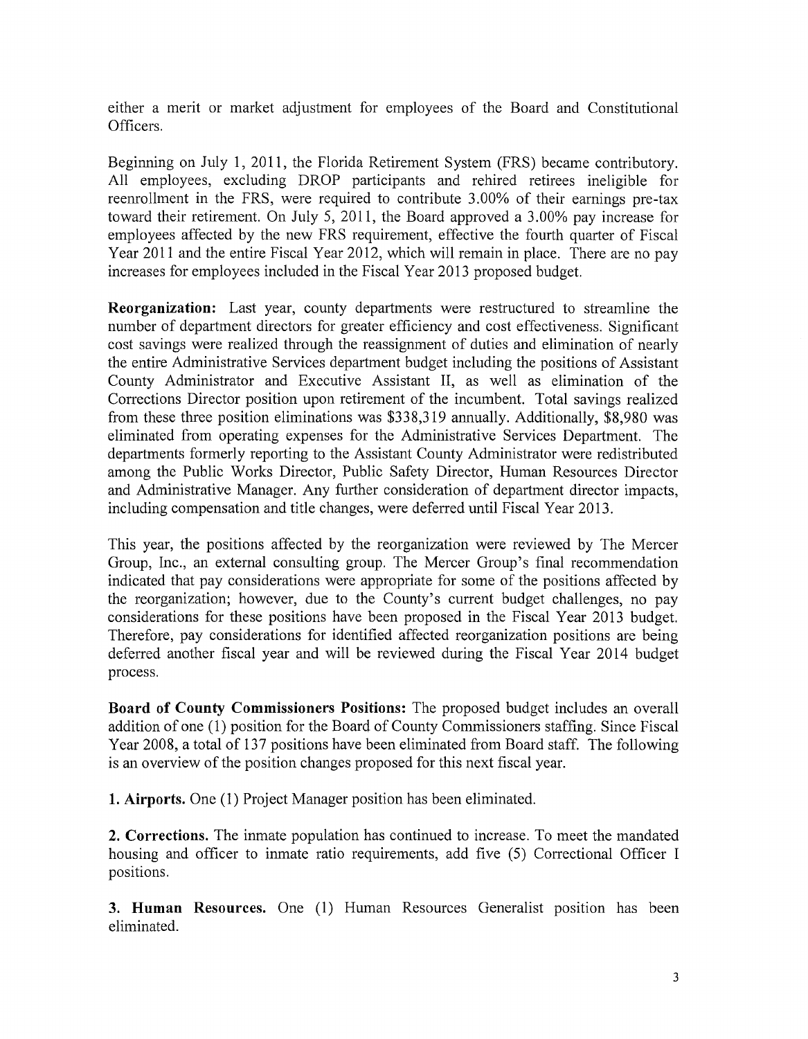either a merit or market adjustment for employees of the Board and Constitutional Officers.

Beginning on July 1, 2011, the Florida Retirement System (FRS) became contributory. All employees, excluding DROP participants and rehired retirees ineligible for reenrollment in the FRS, were required to contribute 3.00% of their earnings pre-tax toward their retirement. On July 5, 2011, the Board approved a 3.00% pay increase for employees affected by the new FRS requirement, effective the fourth quarter of Fiscal Year 2011 and the entire Fiscal Year 2012, which will remain in place. There are no pay increases for employees included in the Fiscal Year 2013 proposed budget.

**Reorganization:** Last year, county departments were restructured to streamline the number of department directors for greater efficiency and cost effectiveness. Significant cost savings were realized through the reassignment of duties and elimination of nearly the entire Administrative Services department budget including the positions of Assistant County Administrator and Executive Assistant II, as well as elimination of the Corrections Director position upon retirement of the incumbent. Total savings realized from these three position eliminations was $338,319 annually. Additionally, $8,980 was eliminated from operating expenses for the Administrative Services Department. The departments formerly reporting to the Assistant County Administrator were redistributed among the Public Works Director, Public Safety Director, Human Resources Director and Administrative Manager. Any further consideration of department director impacts, including compensation and title changes, were deferred until Fiscal Year 2013.

This year, the positions affected by the reorganization were reviewed by The Mercer Group, Inc., an external consulting group. The Mercer Group's final recommendation indicated that pay considerations were appropriate for some of the positions affected by the reorganization; however, due to the County's current budget challenges, no pay considerations for these positions have been proposed in the Fiscal Year 2013 budget. Therefore, pay considerations for identified affected reorganization positions are being deferred another fiscal year and will be reviewed during the Fiscal Year 2014 budget process.

**Board of County Commissioners Positions:** The proposed budget includes an overall addition of one (1) position for the Board of County Commissioners staffing. Since Fiscal Year 2008, a total of 137 positions have been eliminated from Board staff. The following is an overview of the position changes proposed for this next fiscal year.

**1. Airports.** One (1) Project Manager position has been eliminated.

**2. Corrections.** The inmate population has continued to increase. To meet the mandated housing and officer to inmate ratio requirements, add five (5) Correctional Officer I positions.

**3. Human Resources.** One (1) Human Resources Generalist position has been eliminated.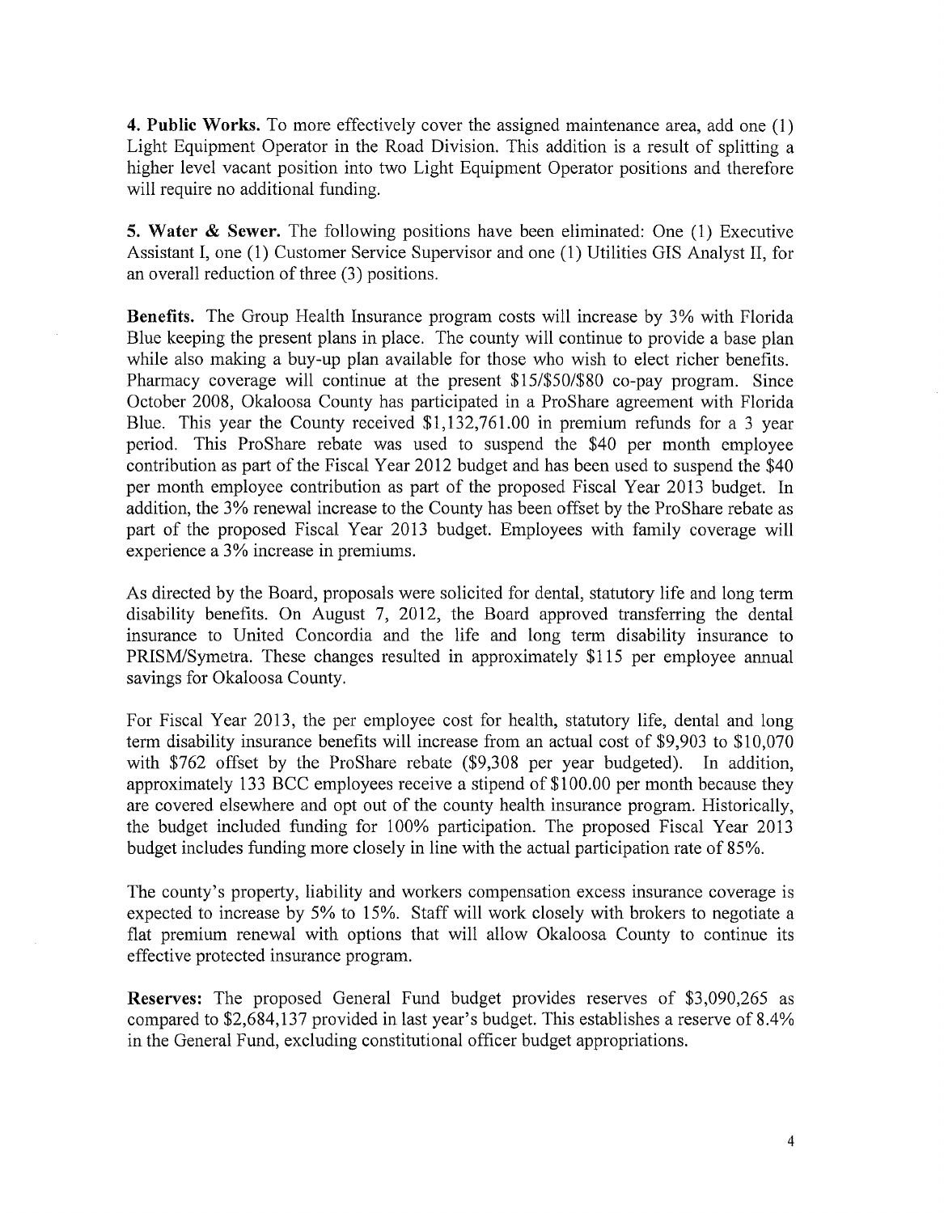**4. Public Works.** To more effectively cover the assigned maintenance area, add one (1) Light Equipment Operator in the Road Division. This addition is a result of splitting a higher level vacant position into two Light Equipment Operator positions and therefore will require no additional funding.

**5. Water & Sewer.** The following positions have been eliminated: One (1) Executive Assistant I, one (1) Customer Service Supervisor and one (1) Utilities GIS Analyst II, for an overall reduction of three (3) positions.

**Benefits.** The Group Health Insurance program costs will increase by 3% with Florida Blue keeping the present plans in place. The county will continue to provide a base plan while also making a buy-up plan available for those who wish to elect richer benefits. Pharmacy coverage will continue at the present $15/$50/$80 co-pay program. Since October 2008, Okaloosa County has participated in a ProShare agreement with Florida Blue. This year the County received $1,132,761.00 in premium refunds for a 3 year period. This ProShare rebate was used to suspend the $40 per month employee contribution as part of the Fiscal Year 2012 budget and has been used to suspend the $40 per month employee contribution as part of the proposed Fiscal Year 2013 budget. In addition, the 3% renewal increase to the County has been offset by the ProShare rebate as part of the proposed Fiscal Year 2013 budget. Employees with family coverage will experience a 3% increase in premiums.

As directed by the Board, proposals were solicited for dental, statutory life and long term disability benefits. On August 7, 2012, the Board approved transferring the dental insurance to United Concordia and the life and long term disability insurance to PRISM/Symetra. These changes resulted in approximately $115 per employee annual savings for Okaloosa County.

For Fiscal Year 2013, the per employee cost for health, statutory life, dental and long term disability insurance benefits will increase from an actual cost of $9,903 to $10,070 with $762 offset by the ProShare rebate ($9,308 per year budgeted). In addition, approximately 133 BCC employees receive a stipend of $100.00 per month because they are covered elsewhere and opt out of the county health insurance program. Historically, the budget included funding for 100% participation. The proposed Fiscal Year 2013 budget includes funding more closely in line with the actual participation rate of 85%.

The county's property, liability and workers compensation excess insurance coverage is expected to increase by 5% to 15%. Staff will work closely with brokers to negotiate a flat premium renewal with options that will allow Okaloosa County to continue its effective protected insurance program.

**Reserves:** The proposed General Fund budget provides reserves of $3,090,265 as compared to $2,684,137 provided in last year's budget. This establishes a reserve of 8.4% in the General Fund, excluding constitutional officer budget appropriations.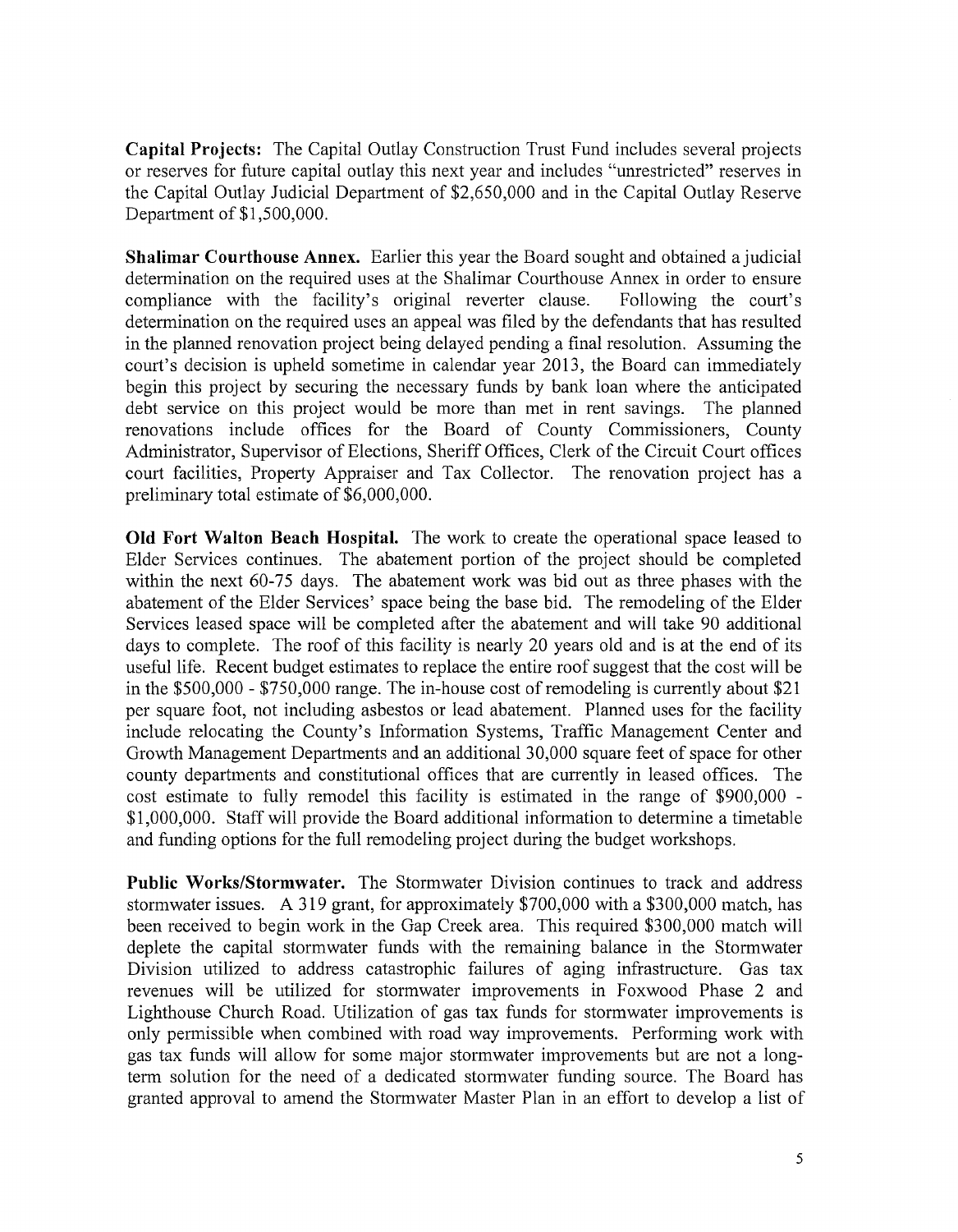**Capital Projects:** The Capital Outlay Construction Trust Fund includes several projects or reserves for future capital outlay this next year and includes "unrestricted" reserves in the Capital Outlay Judicial Department of $2,650,000 and in the Capital Outlay Reserve Department of $1,500,000.

**Shalimar Courthouse Annex.** Earlier this year the Board sought and obtained a judicial determination on the required uses at the Shalimar Courthouse Annex in order to ensure compliance with the facility's original reverter clause. Following the court's determination on the required uses an appeal was filed by the defendants that has resulted in the planned renovation project being delayed pending a final resolution. Assuming the court's decision is upheld sometime in calendar year 2013, the Board can immediately begin this project by securing the necessary funds by bank loan where the anticipated debt service on this project would be more than met in rent savings. The planned renovations include offices for the Board of County Commissioners, County Administrator, Supervisor of Elections, Sheriff Offices, Clerk of the Circuit Court offices court facilities, Property Appraiser and Tax Collector. The renovation project has a preliminary total estimate of $6,000,000.

**Old Fort Walton Beach Hospital.** The work to create the operational space leased to Elder Services continues. The abatement portion of the project should be completed within the next 60-75 days. The abatement work was bid out as three phases with the abatement of the Elder Services' space being the base bid. The remodeling of the Elder Services leased space will be completed after the abatement and will take 90 additional days to complete. The roof of this facility is nearly 20 years old and is at the end of its useful life. Recent budget estimates to replace the entire roof suggest that the cost will be in the $500,000 - $750,000 range. The in-house cost of remodeling is currently about $21 per square foot, not including asbestos or lead abatement. Planned uses for the facility include relocating the County's Information Systems, Traffic Management Center and Growth Management Departments and an additional 30,000 square feet of space for other county departments and constitutional offices that are currently in leased offices. The cost estimate to fully remodel this facility is estimated in the range of $900,000 - $1,000,000. Staff will provide the Board additional information to determine a timetable and funding options for the full remodeling project during the budget workshops.

**Public Works/Stormwater.** The Stormwater Division continues to track and address stormwater issues. A 319 grant, for approximately $700,000 with a $300,000 match, has been received to begin work in the Gap Creek area. This required $300,000 match will deplete the capital stormwater funds with the remaining balance in the Stormwater Division utilized to address catastrophic failures of aging infrastructure. Gas tax revenues will be utilized for stormwater improvements in Foxwood Phase 2 and Lighthouse Church Road. Utilization of gas tax funds for stormwater improvements is only permissible when combined with road way improvements. Performing work with gas tax funds will allow for some major stormwater improvements but are not a long-term solution for the need of a dedicated stormwater funding source. The Board has granted approval to amend the Stormwater Master Plan in an effort to develop a list of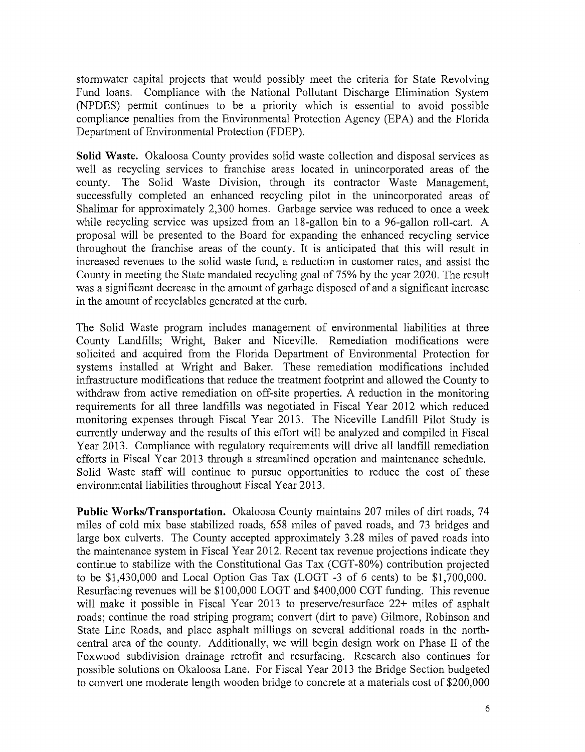stormwater capital projects that would possibly meet the criteria for State Revolving Fund loans. Compliance with the National Pollutant Discharge Elimination System (NPDES) permit continues to be a priority which is essential to avoid possible compliance penalties from the Environmental Protection Agency (EPA) and the Florida Department of Environmental Protection (FDEP).

**Solid Waste.** Okaloosa County provides solid waste collection and disposal services as well as recycling services to franchise areas located in unincorporated areas of the county. The Solid Waste Division, through its contractor Waste Management, successfully completed an enhanced recycling pilot in the unincorporated areas of Shalimar for approximately 2,300 homes. Garbage service was reduced to once a week while recycling service was upsized from an 18-gallon bin to a 96-gallon roll-cart. A proposal will be presented to the Board for expanding the enhanced recycling service throughout the franchise areas of the county. It is anticipated that this will result in increased revenues to the solid waste fund, a reduction in customer rates, and assist the County in meeting the State mandated recycling goal of 75% by the year 2020. The result was a significant decrease in the amount of garbage disposed of and a significant increase in the amount of recyclables generated at the curb.

The Solid Waste program includes management of environmental liabilities at three County Landfills; Wright, Baker and Niceville. Remediation modifications were solicited and acquired from the Florida Department of Environmental Protection for systems installed at Wright and Baker. These remediation modifications included infrastructure modifications that reduce the treatment footprint and allowed the County to withdraw from active remediation on off-site properties. A reduction in the monitoring requirements for all three landfills was negotiated in Fiscal Year 2012 which reduced monitoring expenses through Fiscal Year 2013. The Niceville Landfill Pilot Study is currently underway and the results of this effort will be analyzed and compiled in Fiscal Year 2013. Compliance with regulatory requirements will drive all landfill remediation efforts in Fiscal Year 2013 through a streamlined operation and maintenance schedule. Solid Waste staff will continue to pursue opportunities to reduce the cost of these environmental liabilities throughout Fiscal Year 2013.

**Public Works/Transportation.** Okaloosa County maintains 207 miles of dirt roads, 74 miles of cold mix base stabilized roads, 658 miles of paved roads, and 73 bridges and large box culverts. The County accepted approximately 3.28 miles of paved roads into the maintenance system in Fiscal Year 2012. Recent tax revenue projections indicate they continue to stabilize with the Constitutional Gas Tax (CGT-80%) contribution projected to be $1,430,000 and Local Option Gas Tax (LOGT -3 of 6 cents) to be $1,700,000. Resurfacing revenues will be $100,000 LOGT and $400,000 CGT funding. This revenue will make it possible in Fiscal Year 2013 to preserve/resurface 22+ miles of asphalt roads; continue the road striping program; convert (dirt to pave) Gilmore, Robinson and State Line Roads, and place asphalt millings on several additional roads in the north-central area of the county. Additionally, we will begin design work on Phase II of the Foxwood subdivision drainage retrofit and resurfacing. Research also continues for possible solutions on Okaloosa Lane. For Fiscal Year 2013 the Bridge Section budgeted to convert one moderate length wooden bridge to concrete at a materials cost of $200,000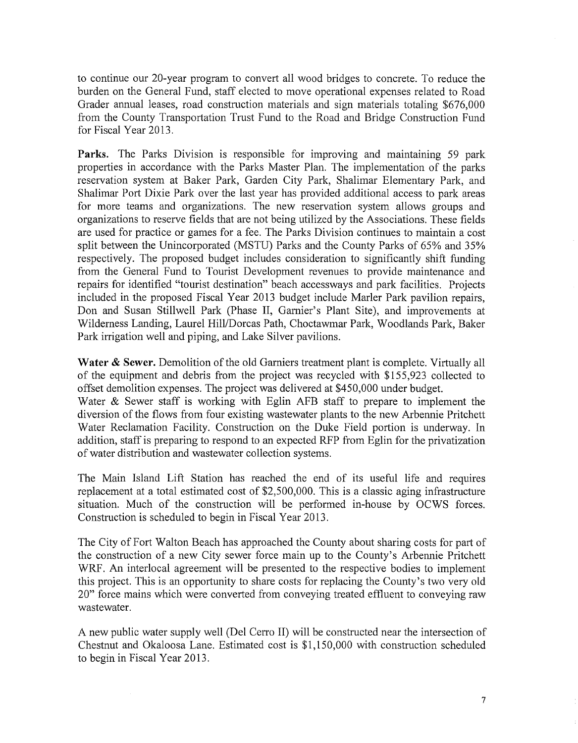to continue our 20-year program to convert all wood bridges to concrete. To reduce the burden on the General Fund, staff elected to move operational expenses related to Road Grader annual leases, road construction materials and sign materials totaling $676,000 from the County Transportation Trust Fund to the Road and Bridge Construction Fund for Fiscal Year 2013.

**Parks.** The Parks Division is responsible for improving and maintaining 59 park properties in accordance with the Parks Master Plan. The implementation of the parks reservation system at Baker Park, Garden City Park, Shalimar Elementary Park, and Shalimar Port Dixie Park over the last year has provided additional access to park areas for more teams and organizations. The new reservation system allows groups and organizations to reserve fields that are not being utilized by the Associations. These fields are used for practice or games for a fee. The Parks Division continues to maintain a cost split between the Unincorporated (MSTU) Parks and the County Parks of 65% and 35% respectively. The proposed budget includes consideration to significantly shift funding from the General Fund to Tourist Development revenues to provide maintenance and repairs for identified "tourist destination" beach accessways and park facilities. Projects included in the proposed Fiscal Year 2013 budget include Marler Park pavilion repairs, Don and Susan Stillwell Park (Phase II, Garnier's Plant Site), and improvements at Wilderness Landing, Laurel Hill/Dorcas Path, Choctawmar Park, Woodlands Park, Baker Park irrigation well and piping, and Lake Silver pavilions.

**Water & Sewer.** Demolition of the old Garniers treatment plant is complete. Virtually all of the equipment and debris from the project was recycled with $155,923 collected to offset demolition expenses. The project was delivered at $450,000 under budget.
Water & Sewer staff is working with Eglin AFB staff to prepare to implement the diversion of the flows from four existing wastewater plants to the new Arbennie Pritchett Water Reclamation Facility. Construction on the Duke Field portion is underway. In addition, staff is preparing to respond to an expected RFP from Eglin for the privatization of water distribution and wastewater collection systems.

The Main Island Lift Station has reached the end of its useful life and requires replacement at a total estimated cost of $2,500,000. This is a classic aging infrastructure situation. Much of the construction will be performed in-house by OCWS forces. Construction is scheduled to begin in Fiscal Year 2013.

The City of Fort Walton Beach has approached the County about sharing costs for part of the construction of a new City sewer force main up to the County's Arbennie Pritchett WRF. An interlocal agreement will be presented to the respective bodies to implement this project. This is an opportunity to share costs for replacing the County's two very old 20" force mains which were converted from conveying treated effluent to conveying raw wastewater.

A new public water supply well (Del Cerro II) will be constructed near the intersection of Chestnut and Okaloosa Lane. Estimated cost is $1,150,000 with construction scheduled to begin in Fiscal Year 2013.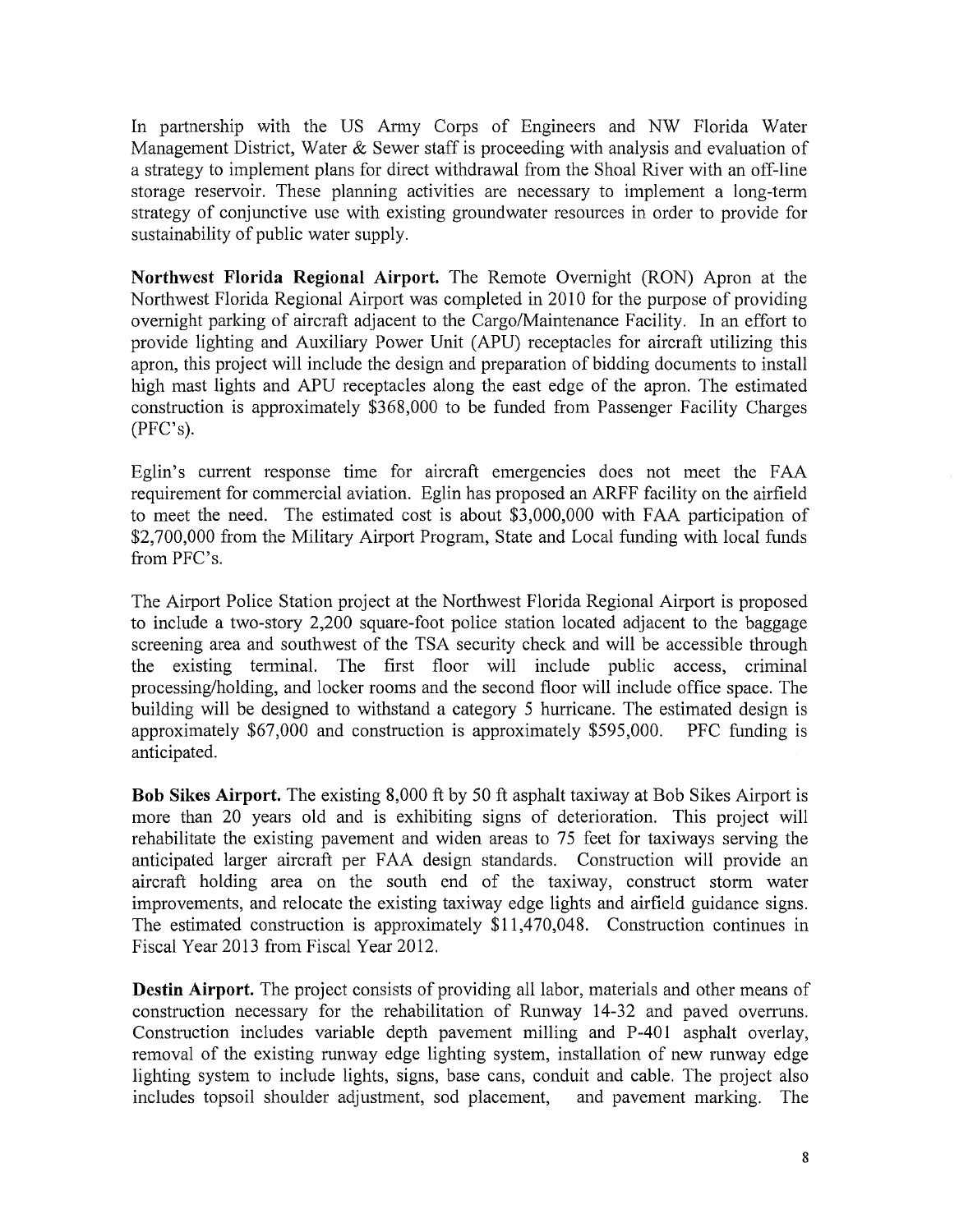In partnership with the US Army Corps of Engineers and NW Florida Water Management District, Water & Sewer staff is proceeding with analysis and evaluation of a strategy to implement plans for direct withdrawal from the Shoal River with an off-line storage reservoir. These planning activities are necessary to implement a long-term strategy of conjunctive use with existing groundwater resources in order to provide for sustainability of public water supply.

**Northwest Florida Regional Airport.** The Remote Overnight (RON) Apron at the Northwest Florida Regional Airport was completed in 2010 for the purpose of providing overnight parking of aircraft adjacent to the Cargo/Maintenance Facility. In an effort to provide lighting and Auxiliary Power Unit (APU) receptacles for aircraft utilizing this apron, this project will include the design and preparation of bidding documents to install high mast lights and APU receptacles along the east edge of the apron. The estimated construction is approximately $368,000 to be funded from Passenger Facility Charges (PFC's).

Eglin's current response time for aircraft emergencies does not meet the FAA requirement for commercial aviation. Eglin has proposed an ARFF facility on the airfield to meet the need. The estimated cost is about $3,000,000 with FAA participation of $2,700,000 from the Military Airport Program, State and Local funding with local funds from PFC's.

The Airport Police Station project at the Northwest Florida Regional Airport is proposed to include a two-story 2,200 square-foot police station located adjacent to the baggage screening area and southwest of the TSA security check and will be accessible through the existing terminal. The first floor will include public access, criminal processing/holding, and locker rooms and the second floor will include office space. The building will be designed to withstand a category 5 hurricane. The estimated design is approximately $67,000 and construction is approximately $595,000. PFC funding is anticipated.

**Bob Sikes Airport.** The existing 8,000 ft by 50 ft asphalt taxiway at Bob Sikes Airport is more than 20 years old and is exhibiting signs of deterioration. This project will rehabilitate the existing pavement and widen areas to 75 feet for taxiways serving the anticipated larger aircraft per FAA design standards. Construction will provide an aircraft holding area on the south end of the taxiway, construct storm water improvements, and relocate the existing taxiway edge lights and airfield guidance signs. The estimated construction is approximately $11,470,048. Construction continues in Fiscal Year 2013 from Fiscal Year 2012.

**Destin Airport.** The project consists of providing all labor, materials and other means of construction necessary for the rehabilitation of Runway 14-32 and paved overruns. Construction includes variable depth pavement milling and P-401 asphalt overlay, removal of the existing runway edge lighting system, installation of new runway edge lighting system to include lights, signs, base cans, conduit and cable. The project also includes topsoil shoulder adjustment, sod placement, and pavement marking. The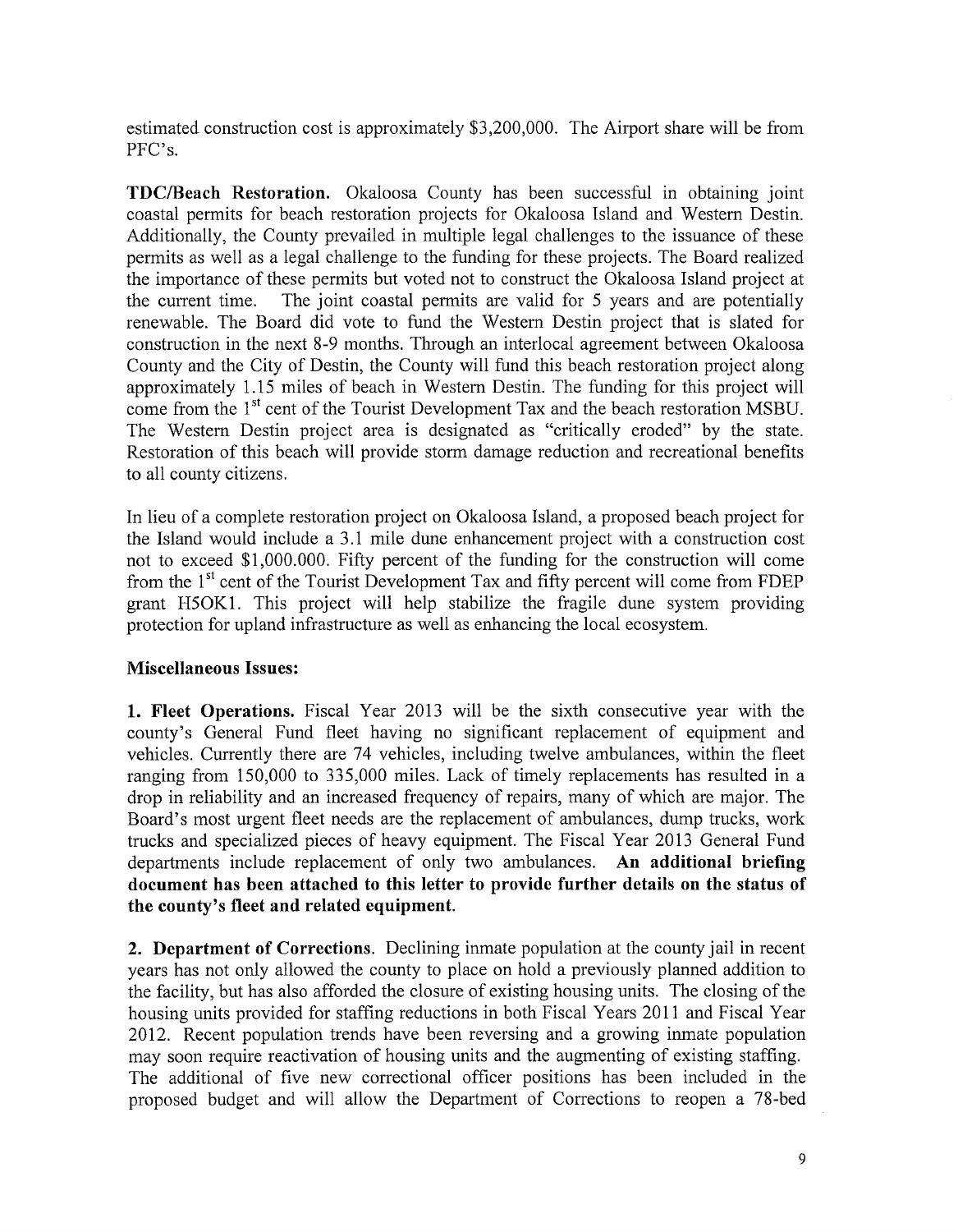estimated construction cost is approximately $3,200,000. The Airport share will be from PFC's.

**TDC/Beach Restoration.** Okaloosa County has been successful in obtaining joint coastal permits for beach restoration projects for Okaloosa Island and Western Destin. Additionally, the County prevailed in multiple legal challenges to the issuance of these permits as well as a legal challenge to the funding for these projects. The Board realized the importance of these permits but voted not to construct the Okaloosa Island project at the current time. The joint coastal permits are valid for 5 years and are potentially renewable. The Board did vote to fund the Western Destin project that is slated for construction in the next 8-9 months. Through an interlocal agreement between Okaloosa County and the City of Destin, the County will fund this beach restoration project along approximately 1.15 miles of beach in Western Destin. The funding for this project will come from the 1st cent of the Tourist Development Tax and the beach restoration MSBU. The Western Destin project area is designated as "critically eroded" by the state. Restoration of this beach will provide storm damage reduction and recreational benefits to all county citizens.

In lieu of a complete restoration project on Okaloosa Island, a proposed beach project for the Island would include a 3.1 mile dune enhancement project with a construction cost not to exceed $1,000.000. Fifty percent of the funding for the construction will come from the 1st cent of the Tourist Development Tax and fifty percent will come from FDEP grant H5OK1. This project will help stabilize the fragile dune system providing protection for upland infrastructure as well as enhancing the local ecosystem.

**Miscellaneous Issues:**

**1. Fleet Operations.** Fiscal Year 2013 will be the sixth consecutive year with the county's General Fund fleet having no significant replacement of equipment and vehicles. Currently there are 74 vehicles, including twelve ambulances, within the fleet ranging from 150,000 to 335,000 miles. Lack of timely replacements has resulted in a drop in reliability and an increased frequency of repairs, many of which are major. The Board's most urgent fleet needs are the replacement of ambulances, dump trucks, work trucks and specialized pieces of heavy equipment. The Fiscal Year 2013 General Fund departments include replacement of only two ambulances. **An additional briefing document has been attached to this letter to provide further details on the status of the county's fleet and related equipment.**

**2. Department of Corrections.** Declining inmate population at the county jail in recent years has not only allowed the county to place on hold a previously planned addition to the facility, but has also afforded the closure of existing housing units. The closing of the housing units provided for staffing reductions in both Fiscal Years 2011 and Fiscal Year 2012. Recent population trends have been reversing and a growing inmate population may soon require reactivation of housing units and the augmenting of existing staffing. The additional of five new correctional officer positions has been included in the proposed budget and will allow the Department of Corrections to reopen a 78-bed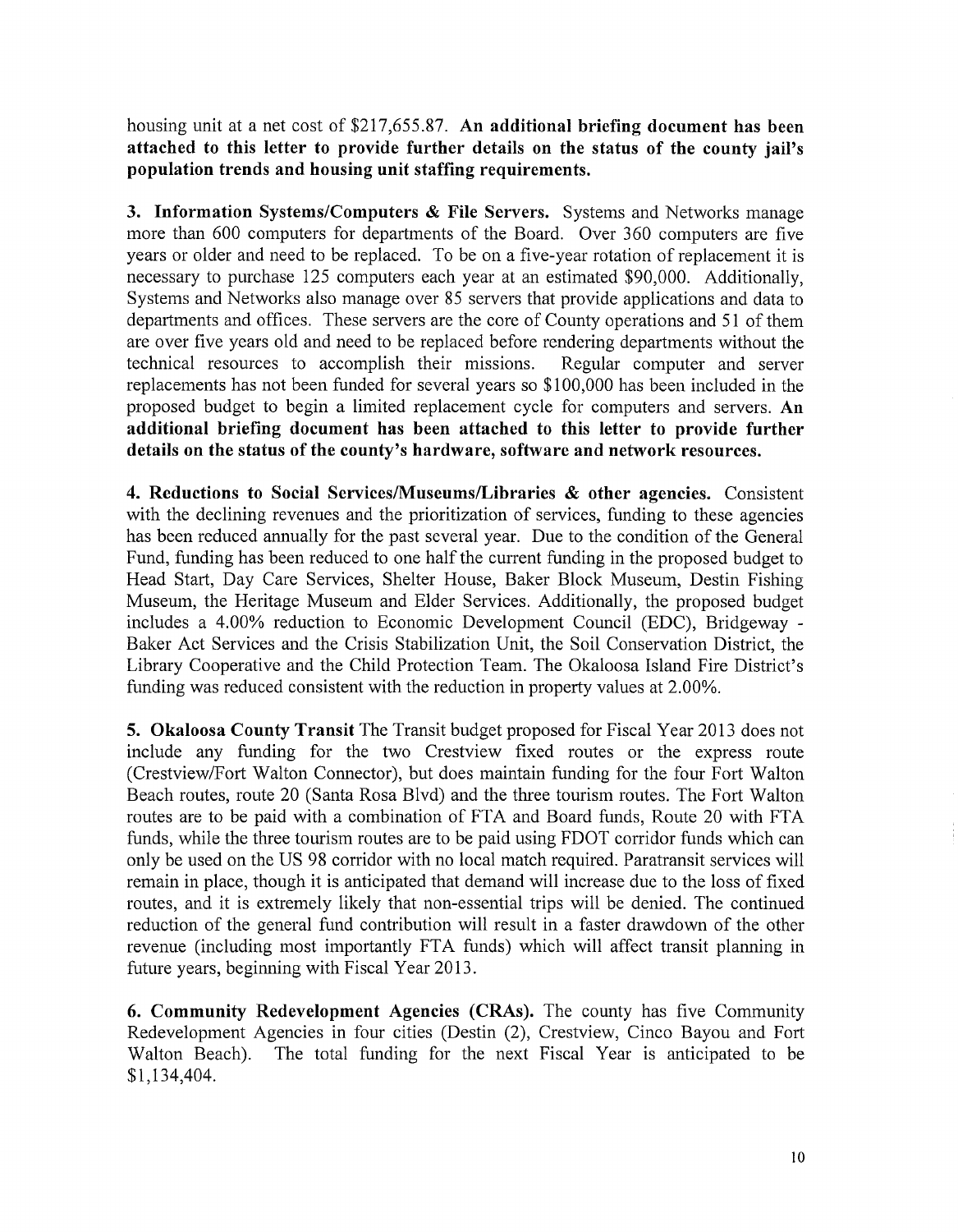housing unit at a net cost of $217,655.87. **An additional briefing document has been attached to this letter to provide further details on the status of the county jail's population trends and housing unit staffing requirements.**

**3. Information Systems/Computers & File Servers.** Systems and Networks manage more than 600 computers for departments of the Board. Over 360 computers are five years or older and need to be replaced. To be on a five-year rotation of replacement it is necessary to purchase 125 computers each year at an estimated $90,000. Additionally, Systems and Networks also manage over 85 servers that provide applications and data to departments and offices. These servers are the core of County operations and 51 of them are over five years old and need to be replaced before rendering departments without the technical resources to accomplish their missions. Regular computer and server replacements has not been funded for several years so $100,000 has been included in the proposed budget to begin a limited replacement cycle for computers and servers. **An additional briefing document has been attached to this letter to provide further details on the status of the county's hardware, software and network resources.**

**4. Reductions to Social Services/Museums/Libraries & other agencies.** Consistent with the declining revenues and the prioritization of services, funding to these agencies has been reduced annually for the past several year. Due to the condition of the General Fund, funding has been reduced to one half the current funding in the proposed budget to Head Start, Day Care Services, Shelter House, Baker Block Museum, Destin Fishing Museum, the Heritage Museum and Elder Services. Additionally, the proposed budget includes a 4.00% reduction to Economic Development Council (EDC), Bridgeway - Baker Act Services and the Crisis Stabilization Unit, the Soil Conservation District, the Library Cooperative and the Child Protection Team. The Okaloosa Island Fire District's funding was reduced consistent with the reduction in property values at 2.00%.

**5. Okaloosa County Transit** The Transit budget proposed for Fiscal Year 2013 does not include any funding for the two Crestview fixed routes or the express route (Crestview/Fort Walton Connector), but does maintain funding for the four Fort Walton Beach routes, route 20 (Santa Rosa Blvd) and the three tourism routes. The Fort Walton routes are to be paid with a combination of FTA and Board funds, Route 20 with FTA funds, while the three tourism routes are to be paid using FDOT corridor funds which can only be used on the US 98 corridor with no local match required. Paratransit services will remain in place, though it is anticipated that demand will increase due to the loss of fixed routes, and it is extremely likely that non-essential trips will be denied. The continued reduction of the general fund contribution will result in a faster drawdown of the other revenue (including most importantly FTA funds) which will affect transit planning in future years, beginning with Fiscal Year 2013.

**6. Community Redevelopment Agencies (CRAs).** The county has five Community Redevelopment Agencies in four cities (Destin (2), Crestview, Cinco Bayou and Fort Walton Beach). The total funding for the next Fiscal Year is anticipated to be $1,134,404.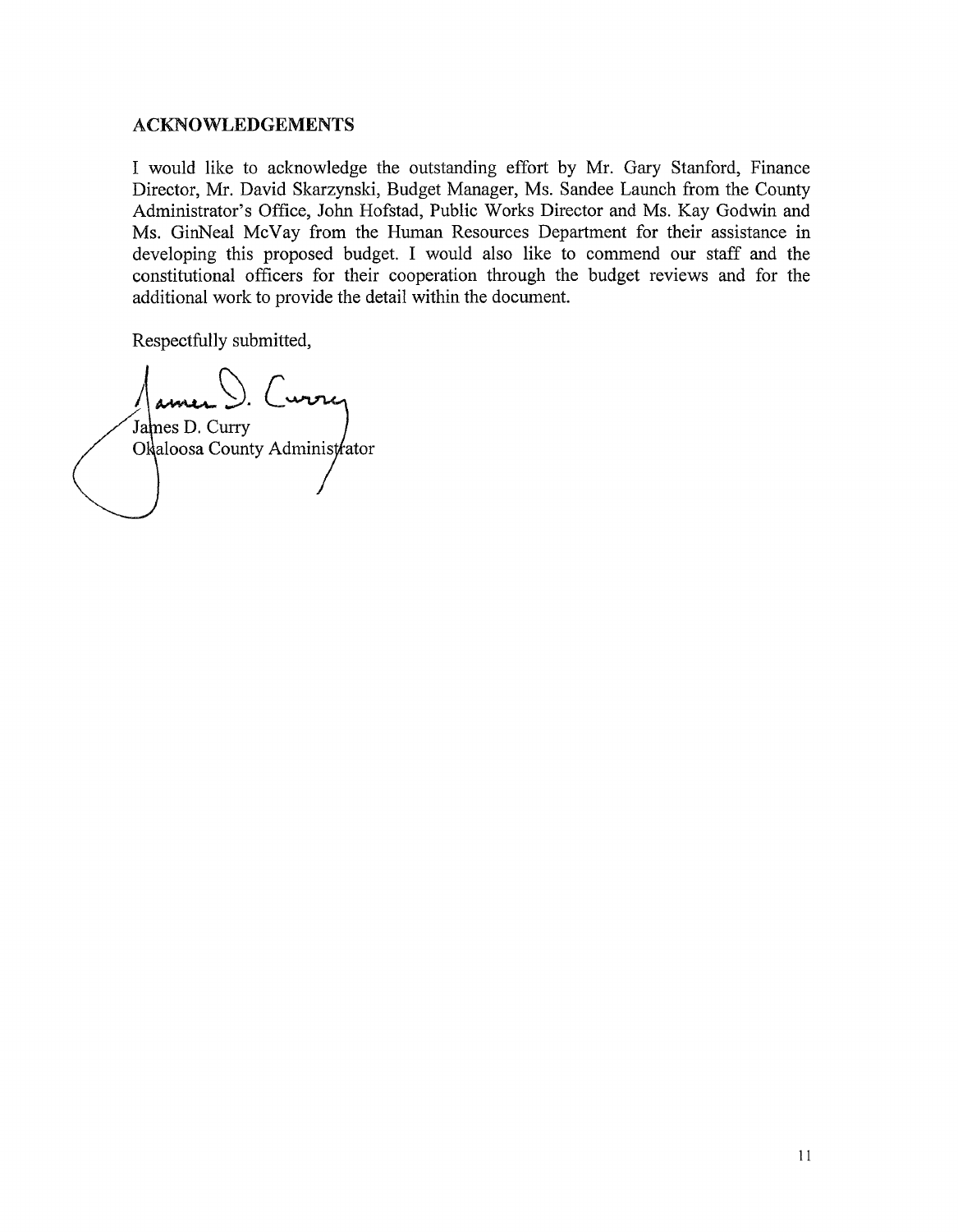### ACKNOWLEDGEMENTS

I would like to acknowledge the outstanding effort by Mr. Gary Stanford, Finance Director, Mr. David Skarzynski, Budget Manager, Ms. Sandee Launch from the County Administrator's Office, John Hofstad, Public Works Director and Ms. Kay Godwin and Ms. GinNeal McVay from the Human Resources Department for their assistance in developing this proposed budget. I would also like to commend our staff and the constitutional officers for their cooperation through the budget reviews and for the additional work to provide the detail within the document.

Respectfully submitted,

James D. Curry
Okaloosa County Administrator